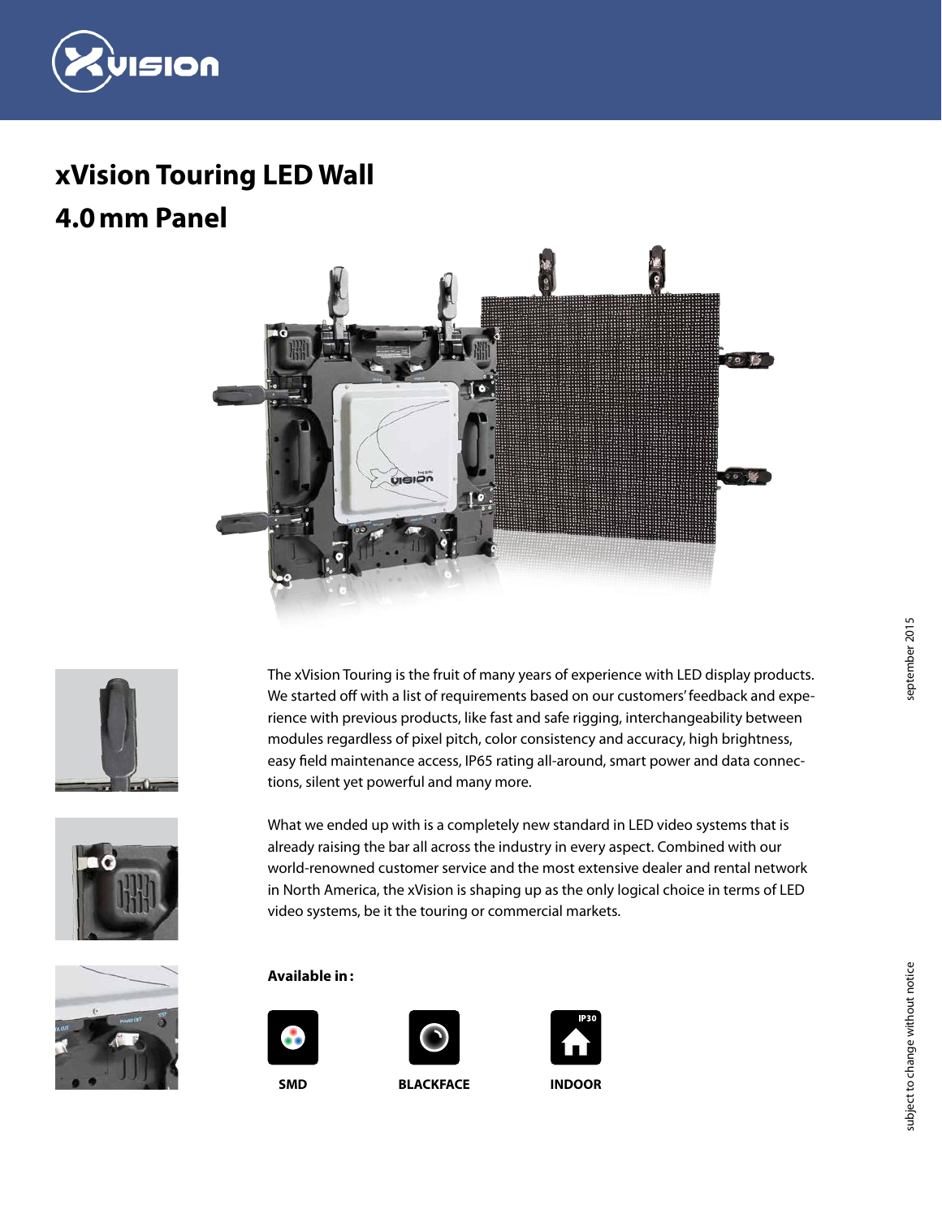# xVision Touring LED Wall

## 4.0 mm Panel

The xVision Touring is the fruit of many years of experience with LED display products. We started off with a list of requirements based on our customers' feedback and experience with previous products, like fast and safe rigging, interchangeability between modules regardless of pixel pitch, color consistency and accuracy, high brightness, easy field maintenance access, IP65 rating all-around, smart power and data connections, silent yet powerful and many more.

What we ended up with is a completely new standard in LED video systems that is already raising the bar all across the industry in every aspect. Combined with our world-renowned customer service and the most extensive dealer and rental network in North America, the xVision is shaping up as the only logical choice in terms of LED video systems, be it the touring or commercial markets.

**Available in :**

- SMD
- BLACKFACE
- INDOOR (IP30)

september 2015

subject to change without notice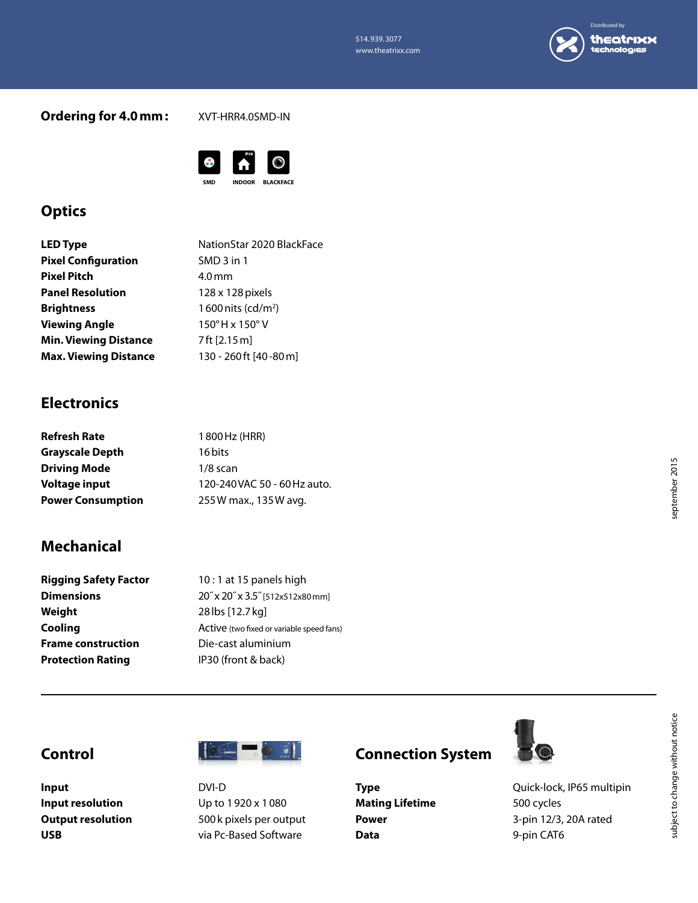514.939.3077
www.theatrixx.com

Distributed by theatrixx technologies

**Ordering for 4.0 mm :** XVT-HRR4.0SMD-IN

SMD INDOOR BLACKFACE

## Optics

| | |
|---|---|
| **LED Type** | NationStar 2020 BlackFace |
| **Pixel Configuration** | SMD 3 in 1 |
| **Pixel Pitch** | 4.0 mm |
| **Panel Resolution** | 128 x 128 pixels |
| **Brightness** | 1 600 nits (cd/m²) |
| **Viewing Angle** | 150° H x 150° V |
| **Min. Viewing Distance** | 7 ft [2.15 m] |
| **Max. Viewing Distance** | 130 - 260 ft [40 -80 m] |

## Electronics

| | |
|---|---|
| **Refresh Rate** | 1 800 Hz (HRR) |
| **Grayscale Depth** | 16 bits |
| **Driving Mode** | 1/8 scan |
| **Voltage input** | 120-240 VAC 50 - 60 Hz auto. |
| **Power Consumption** | 255 W max., 135 W avg. |

## Mechanical

| | |
|---|---|
| **Rigging Safety Factor** | 10 : 1 at 15 panels high |
| **Dimensions** | 20″ x 20″ x 3.5″ [512x512x80 mm] |
| **Weight** | 28 lbs [12.7 kg] |
| **Cooling** | Active (two fixed or variable speed fans) |
| **Frame construction** | Die-cast aluminium |
| **Protection Rating** | IP30 (front & back) |

---

## Control

| | |
|---|---|
| **Input** | DVI-D |
| **Input resolution** | Up to 1 920 x 1 080 |
| **Output resolution** | 500 k pixels per output |
| **USB** | via Pc-Based Software |

## Connection System

| | |
|---|---|
| **Type** | Quick-lock, IP65 multipin |
| **Mating Lifetime** | 500 cycles |
| **Power** | 3-pin 12/3, 20A rated |
| **Data** | 9-pin CAT6 |

september 2015

subject to change without notice